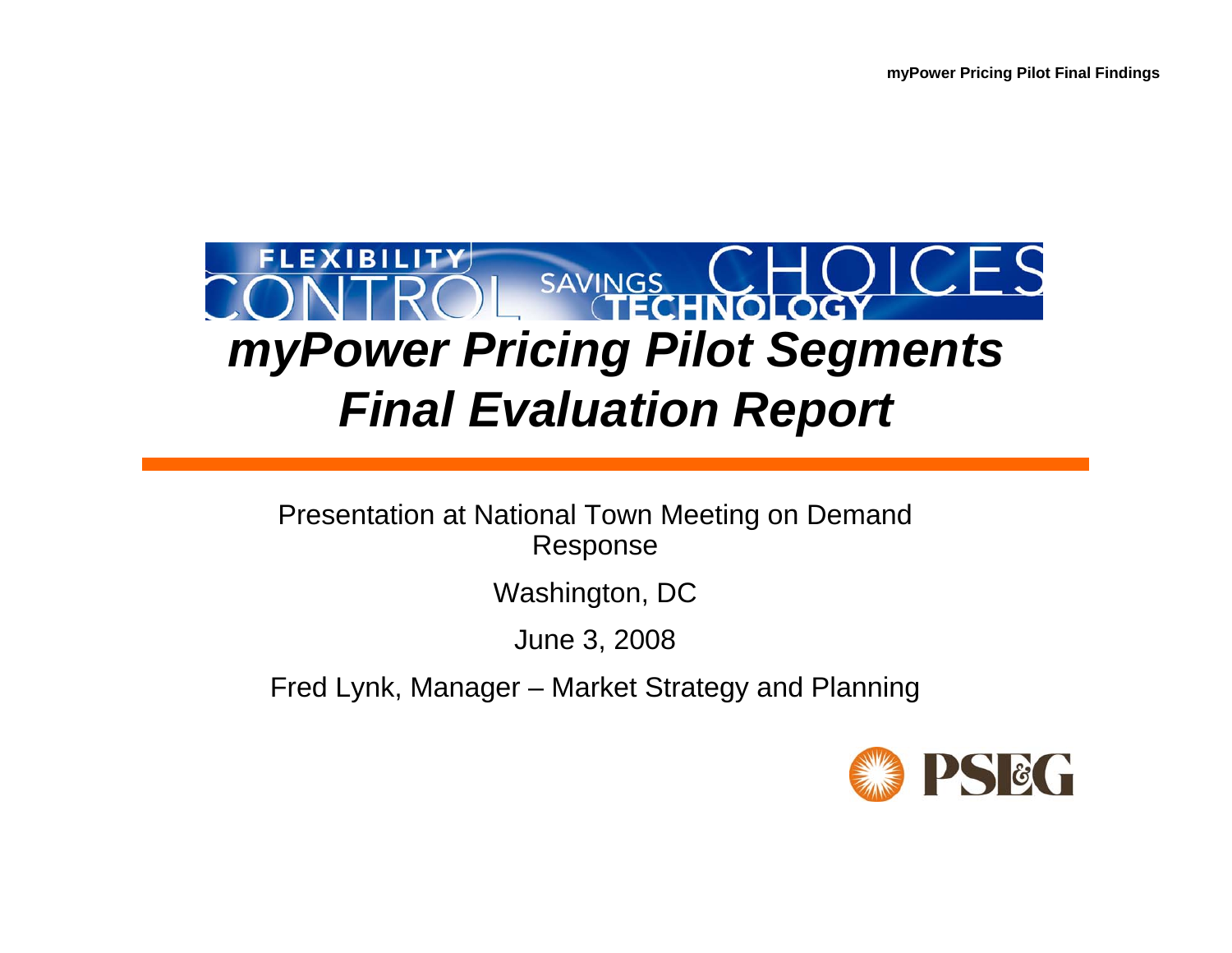# *myPower Pricing Pilot Segments Final Evaluation Report*

Presentation at National Town Meeting on Demand Response

Washington, DC

June 3, 2008

Fred Lynk, Manager – Market Strategy and Planning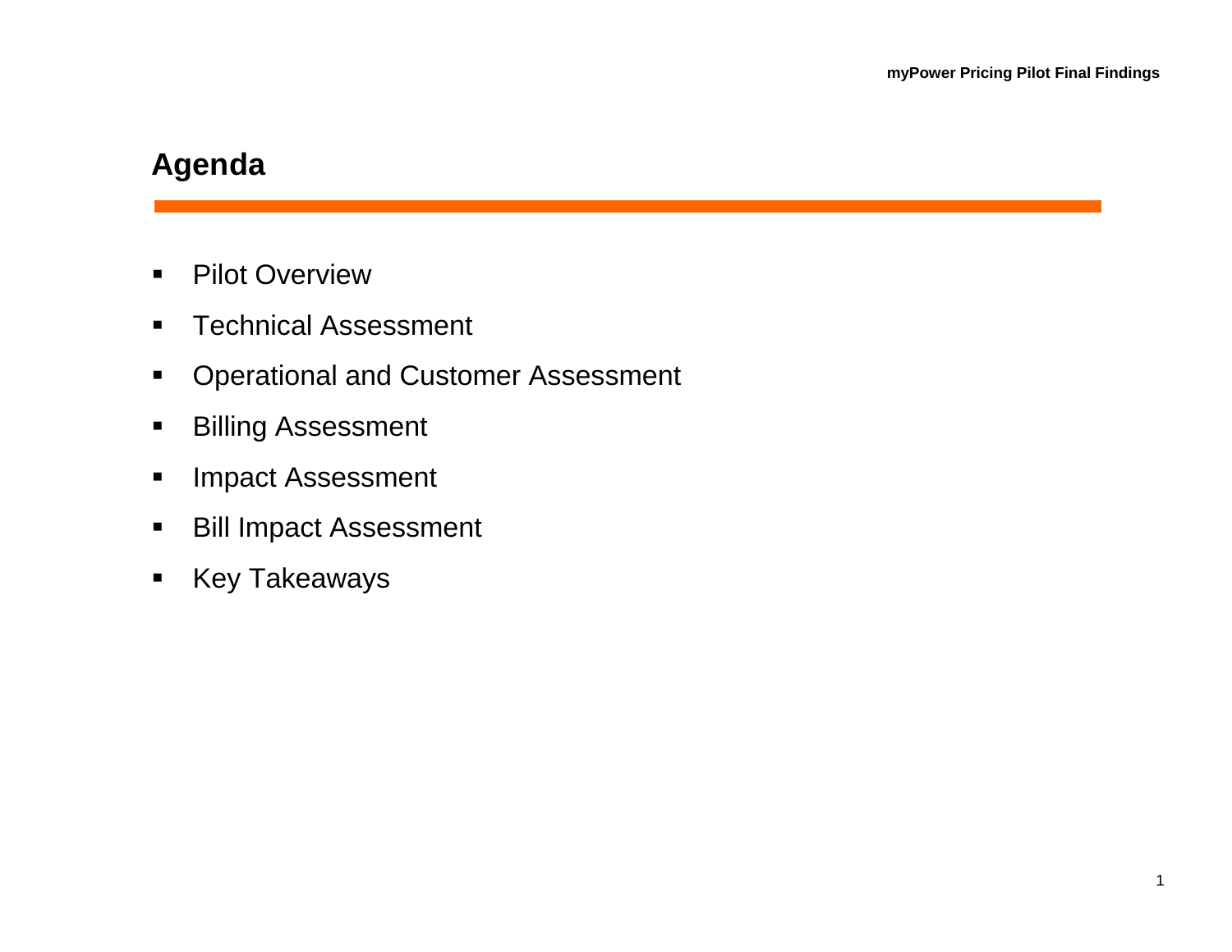# Agenda

- Pilot Overview
- Technical Assessment
- Operational and Customer Assessment
- Billing Assessment
- Impact Assessment
- Bill Impact Assessment
- Key Takeaways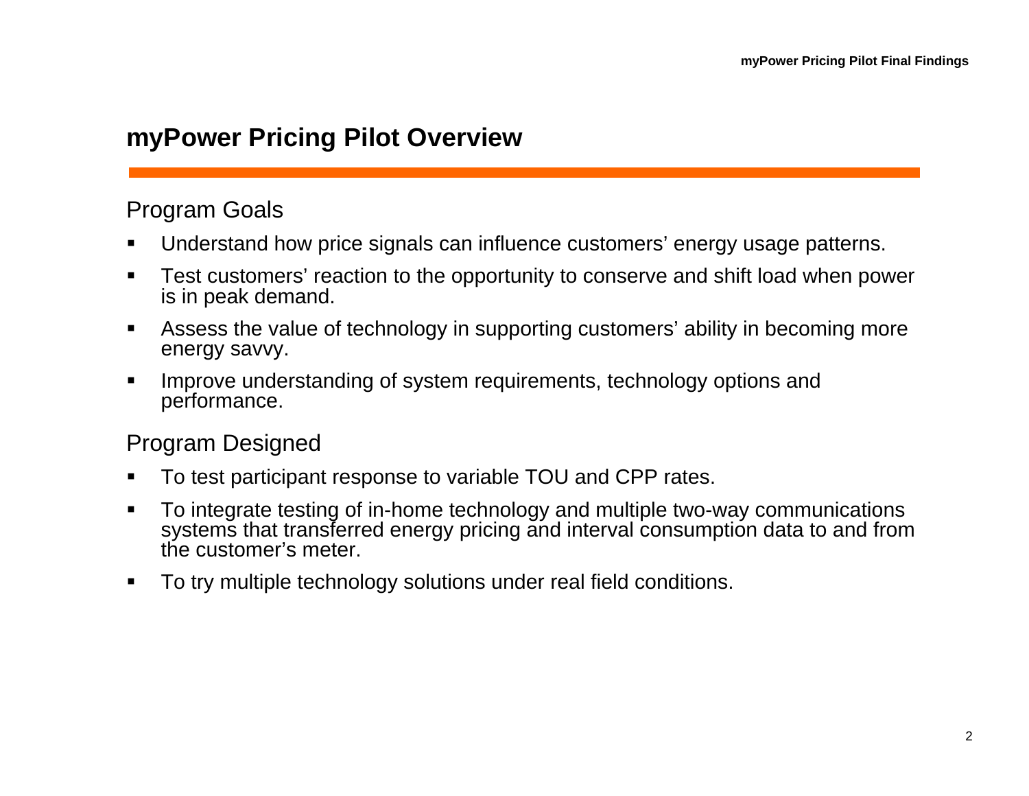# myPower Pricing Pilot Overview

## Program Goals

- Understand how price signals can influence customers' energy usage patterns.
- Test customers' reaction to the opportunity to conserve and shift load when power is in peak demand.
- Assess the value of technology in supporting customers' ability in becoming more energy savvy.
- Improve understanding of system requirements, technology options and performance.

## Program Designed

- To test participant response to variable TOU and CPP rates.
- To integrate testing of in-home technology and multiple two-way communications systems that transferred energy pricing and interval consumption data to and from the customer's meter.
- To try multiple technology solutions under real field conditions.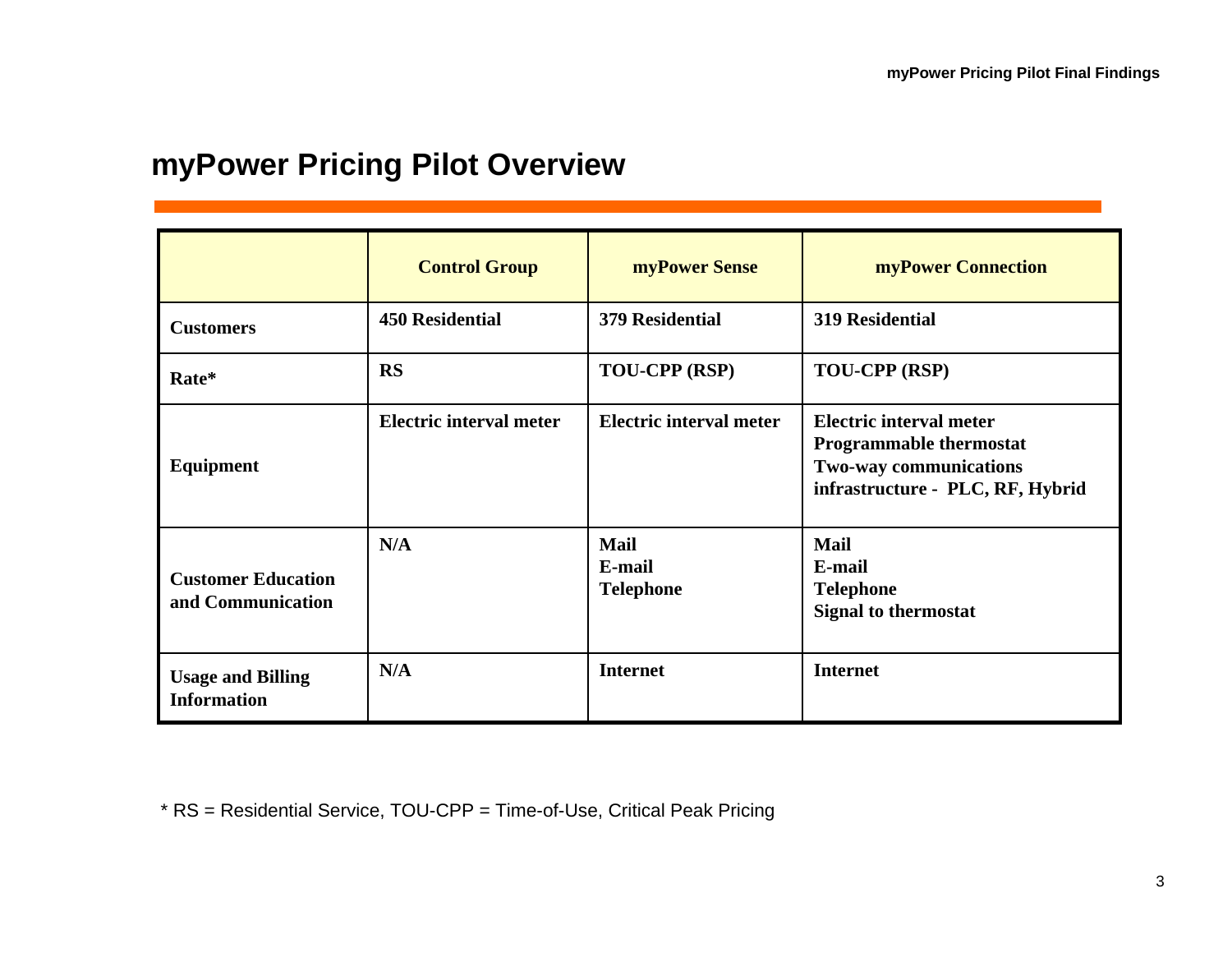## myPower Pricing Pilot Overview

| | Control Group | myPower Sense | myPower Connection |
|---|---|---|---|
| Customers | 450 Residential | 379 Residential | 319 Residential |
| Rate* | RS | TOU-CPP (RSP) | TOU-CPP (RSP) |
| Equipment | Electric interval meter | Electric interval meter | Electric interval meter<br>Programmable thermostat<br>Two-way communications infrastructure - PLC, RF, Hybrid |
| Customer Education and Communication | N/A | Mail<br>E-mail<br>Telephone | Mail<br>E-mail<br>Telephone<br>Signal to thermostat |
| Usage and Billing Information | N/A | Internet | Internet |

* RS = Residential Service, TOU-CPP = Time-of-Use, Critical Peak Pricing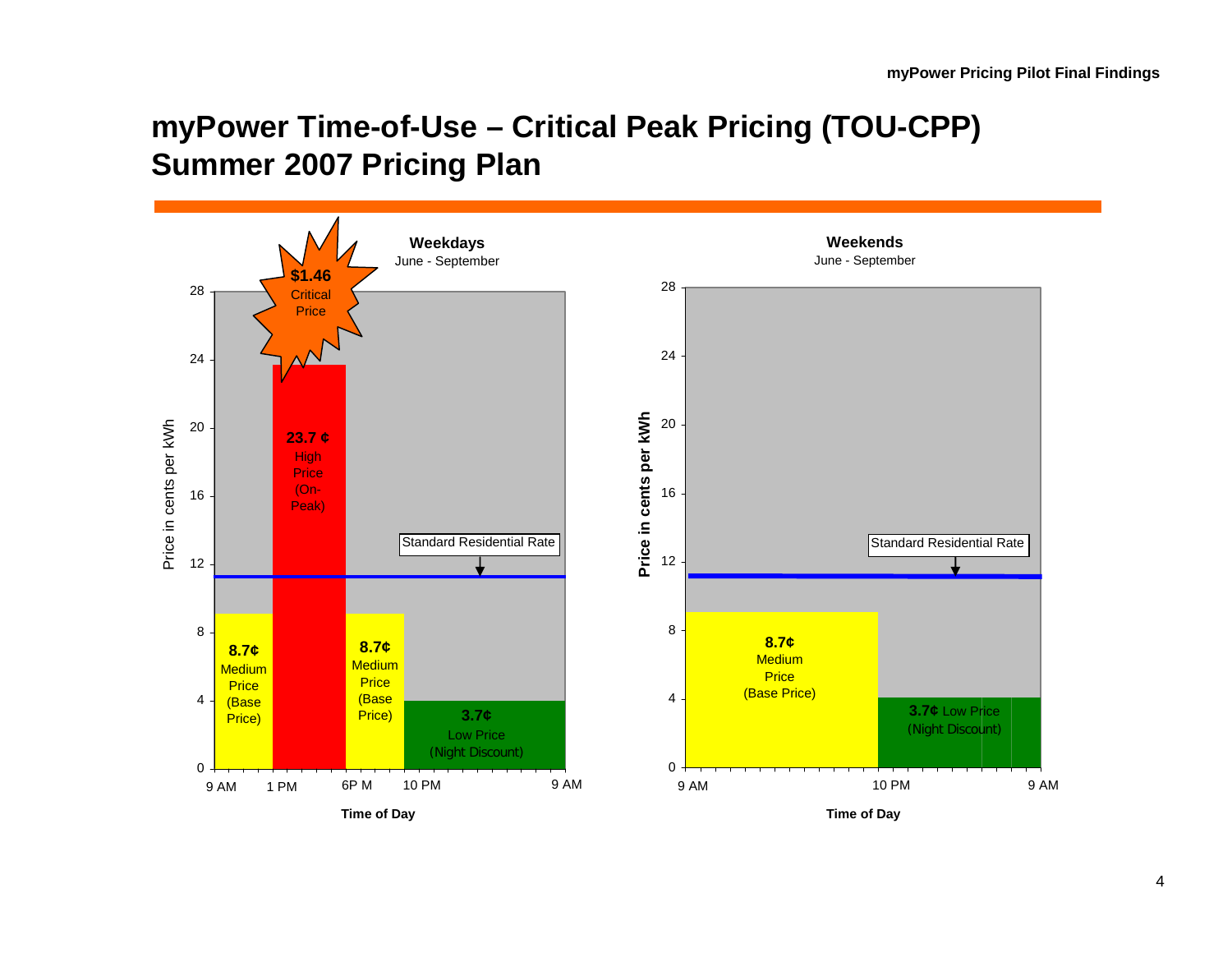# myPower Time-of-Use – Critical Peak Pricing (TOU-CPP) Summer 2007 Pricing Plan

**Weekdays**
June - September

- **$1.46** Critical Price
- **23.7 ¢** High Price (On-Peak)
- **8.7¢** Medium Price (Base Price)
- **8.7¢** Medium Price (Base Price)
- **3.7¢** Low Price (Night Discount)
- Standard Residential Rate

Price in cents per kWh: 0, 4, 8, 12, 16, 20, 24, 28

Time of Day: 9 AM, 1 PM, 6P M, 10 PM, 9 AM

**Weekends**
June - September

- **8.7¢** Medium Price (Base Price)
- **3.7¢** Low Price (Night Discount)
- Standard Residential Rate

Price in cents per kWh: 0, 4, 8, 12, 16, 20, 24, 28

Time of Day: 9 AM, 10 PM, 9 AM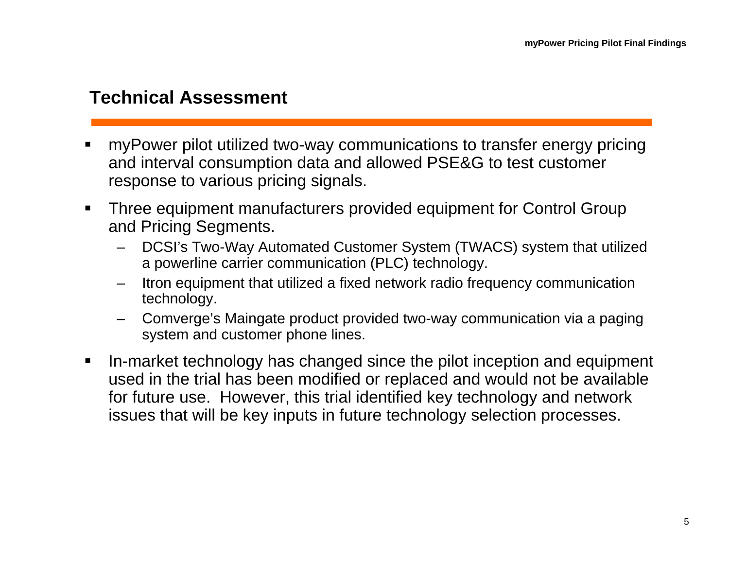## Technical Assessment

- myPower pilot utilized two-way communications to transfer energy pricing and interval consumption data and allowed PSE&G to test customer response to various pricing signals.
- Three equipment manufacturers provided equipment for Control Group and Pricing Segments.
  - DCSI's Two-Way Automated Customer System (TWACS) system that utilized a powerline carrier communication (PLC) technology.
  - Itron equipment that utilized a fixed network radio frequency communication technology.
  - Comverge's Maingate product provided two-way communication via a paging system and customer phone lines.
- In-market technology has changed since the pilot inception and equipment used in the trial has been modified or replaced and would not be available for future use. However, this trial identified key technology and network issues that will be key inputs in future technology selection processes.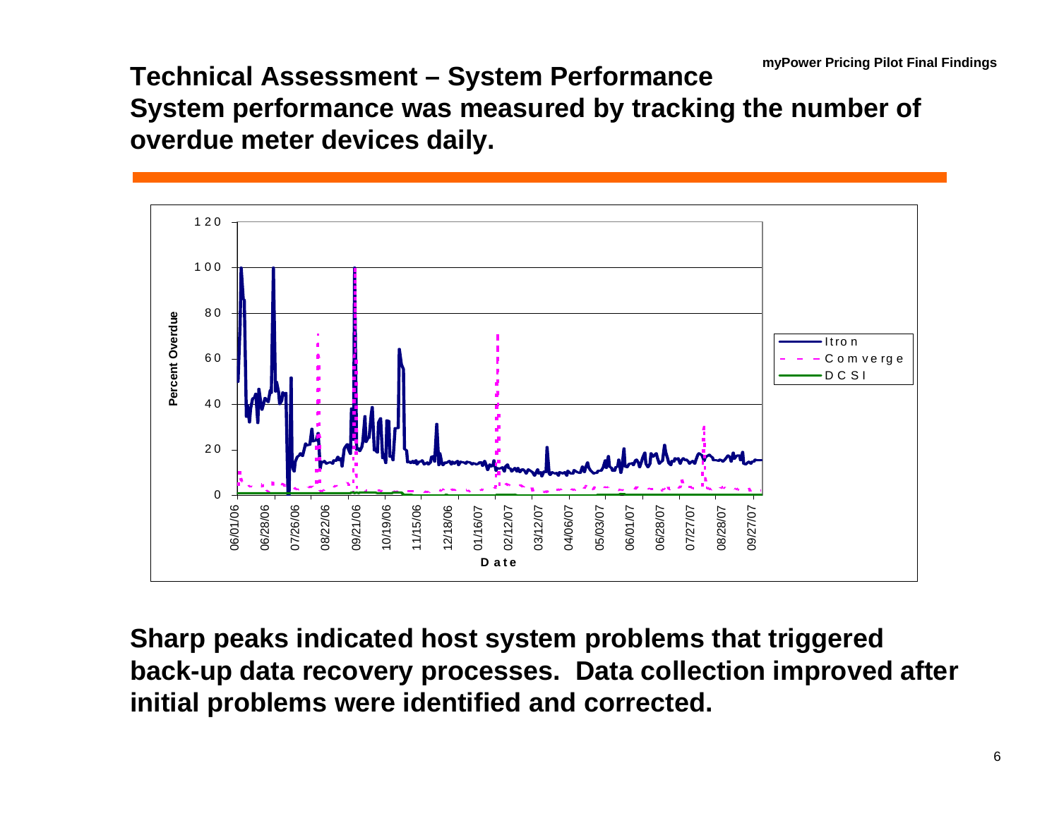## Technical Assessment – System Performance

## System performance was measured by tracking the number of overdue meter devices daily.

**Sharp peaks indicated host system problems that triggered back-up data recovery processes. Data collection improved after initial problems were identified and corrected.**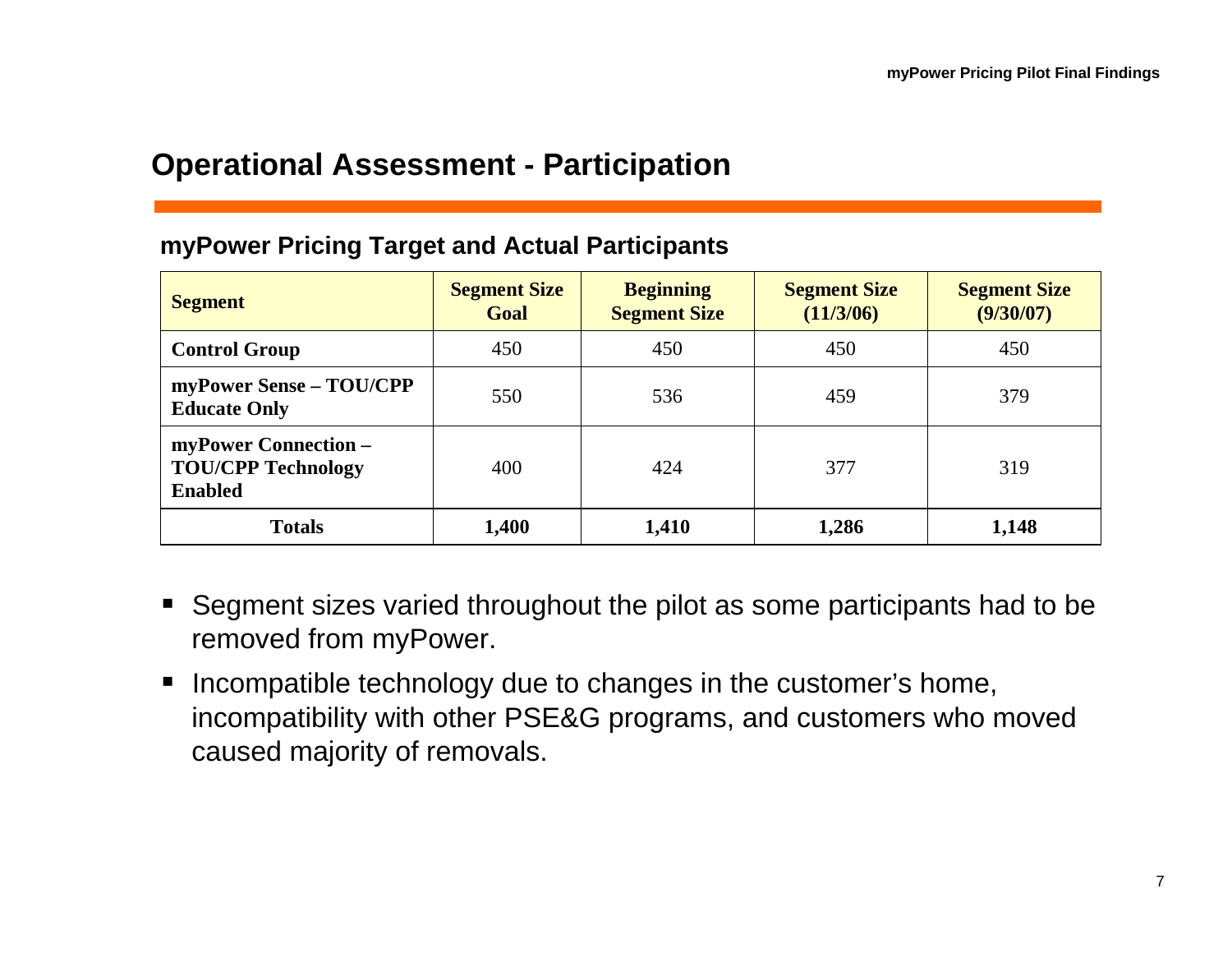# Operational Assessment - Participation

## myPower Pricing Target and Actual Participants

| Segment | Segment Size Goal | Beginning Segment Size | Segment Size (11/3/06) | Segment Size (9/30/07) |
|---|---|---|---|---|
| **Control Group** | 450 | 450 | 450 | 450 |
| **myPower Sense – TOU/CPP Educate Only** | 550 | 536 | 459 | 379 |
| **myPower Connection – TOU/CPP Technology Enabled** | 400 | 424 | 377 | 319 |
| **Totals** | **1,400** | **1,410** | **1,286** | **1,148** |

- Segment sizes varied throughout the pilot as some participants had to be removed from myPower.
- Incompatible technology due to changes in the customer's home, incompatibility with other PSE&G programs, and customers who moved caused majority of removals.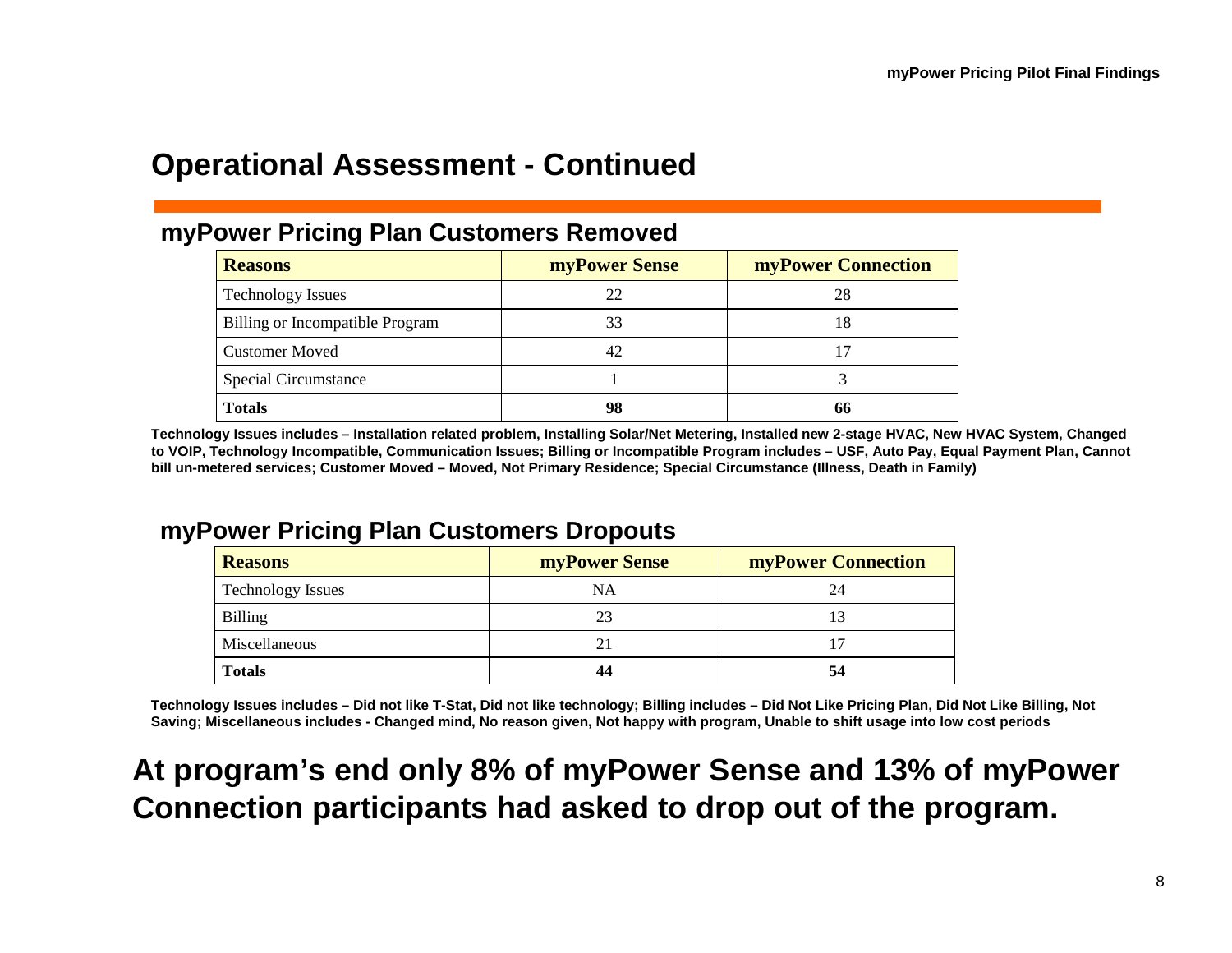# Operational Assessment - Continued

## myPower Pricing Plan Customers Removed

| Reasons | myPower Sense | myPower Connection |
|---|---|---|
| Technology Issues | 22 | 28 |
| Billing or Incompatible Program | 33 | 18 |
| Customer Moved | 42 | 17 |
| Special Circumstance | 1 | 3 |
| **Totals** | **98** | **66** |

**Technology Issues includes – Installation related problem, Installing Solar/Net Metering, Installed new 2-stage HVAC, New HVAC System, Changed to VOIP, Technology Incompatible, Communication Issues; Billing or Incompatible Program includes – USF, Auto Pay, Equal Payment Plan, Cannot bill un-metered services; Customer Moved – Moved, Not Primary Residence; Special Circumstance (Illness, Death in Family)**

## myPower Pricing Plan Customers Dropouts

| Reasons | myPower Sense | myPower Connection |
|---|---|---|
| Technology Issues | NA | 24 |
| Billing | 23 | 13 |
| Miscellaneous | 21 | 17 |
| **Totals** | **44** | **54** |

**Technology Issues includes – Did not like T-Stat, Did not like technology; Billing includes – Did Not Like Pricing Plan, Did Not Like Billing, Not Saving; Miscellaneous includes - Changed mind, No reason given, Not happy with program, Unable to shift usage into low cost periods**

**At program's end only 8% of myPower Sense and 13% of myPower Connection participants had asked to drop out of the program.**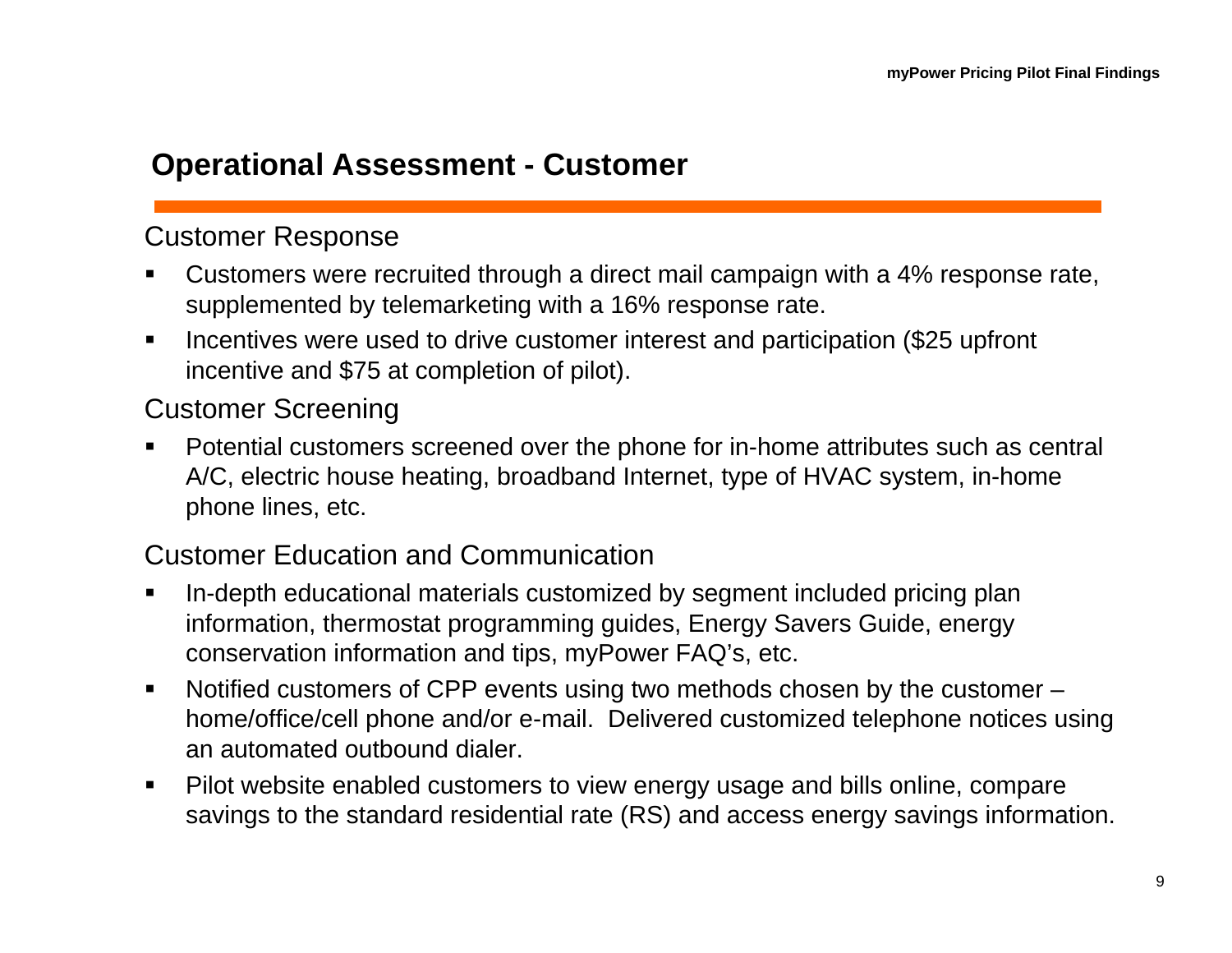# Operational Assessment - Customer

## Customer Response

- Customers were recruited through a direct mail campaign with a 4% response rate, supplemented by telemarketing with a 16% response rate.
- Incentives were used to drive customer interest and participation ($25 upfront incentive and $75 at completion of pilot).

## Customer Screening

- Potential customers screened over the phone for in-home attributes such as central A/C, electric house heating, broadband Internet, type of HVAC system, in-home phone lines, etc.

## Customer Education and Communication

- In-depth educational materials customized by segment included pricing plan information, thermostat programming guides, Energy Savers Guide, energy conservation information and tips, myPower FAQ's, etc.
- Notified customers of CPP events using two methods chosen by the customer – home/office/cell phone and/or e-mail. Delivered customized telephone notices using an automated outbound dialer.
- Pilot website enabled customers to view energy usage and bills online, compare savings to the standard residential rate (RS) and access energy savings information.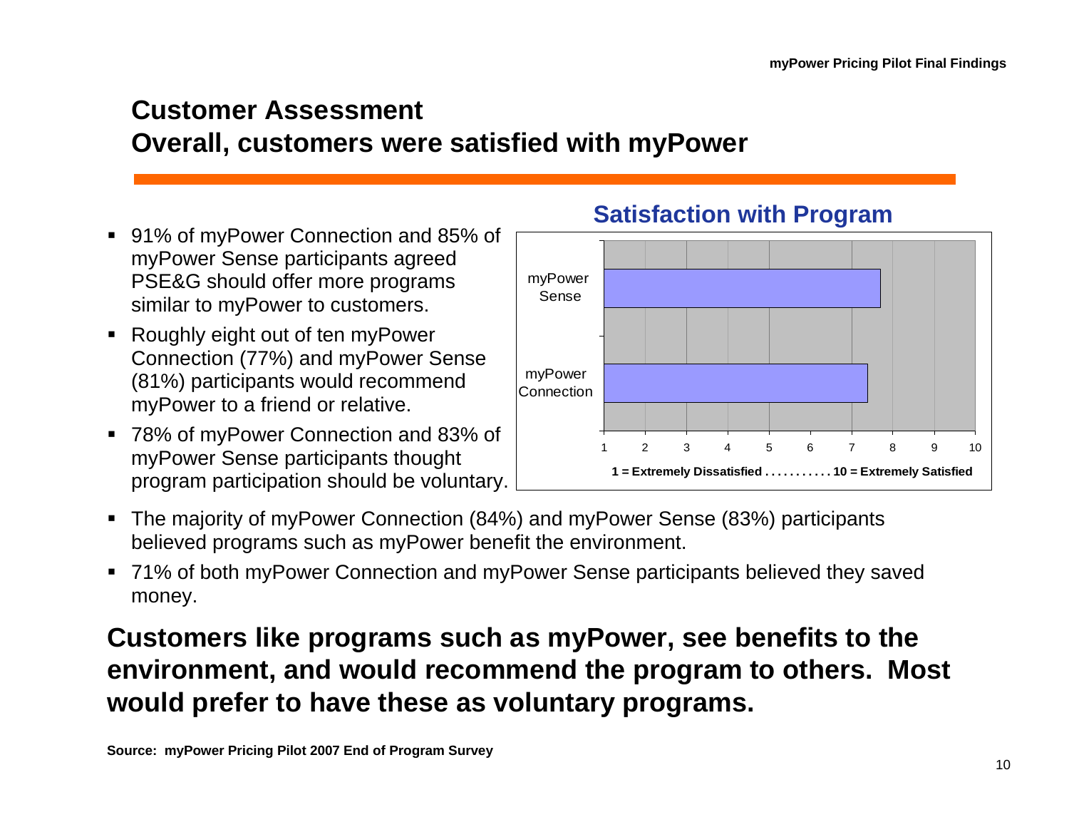# Customer Assessment
## Overall, customers were satisfied with myPower

- 91% of myPower Connection and 85% of myPower Sense participants agreed PSE&G should offer more programs similar to myPower to customers.
- Roughly eight out of ten myPower Connection (77%) and myPower Sense (81%) participants would recommend myPower to a friend or relative.
- 78% of myPower Connection and 83% of myPower Sense participants thought program participation should be voluntary.

**Satisfaction with Program**

myPower Sense

myPower Connection

1 2 3 4 5 6 7 8 9 10

**1 = Extremely Dissatisfied . . . . . . . . . . . 10 = Extremely Satisfied**

- The majority of myPower Connection (84%) and myPower Sense (83%) participants believed programs such as myPower benefit the environment.
- 71% of both myPower Connection and myPower Sense participants believed they saved money.

**Customers like programs such as myPower, see benefits to the environment, and would recommend the program to others. Most would prefer to have these as voluntary programs.**

**Source: myPower Pricing Pilot 2007 End of Program Survey**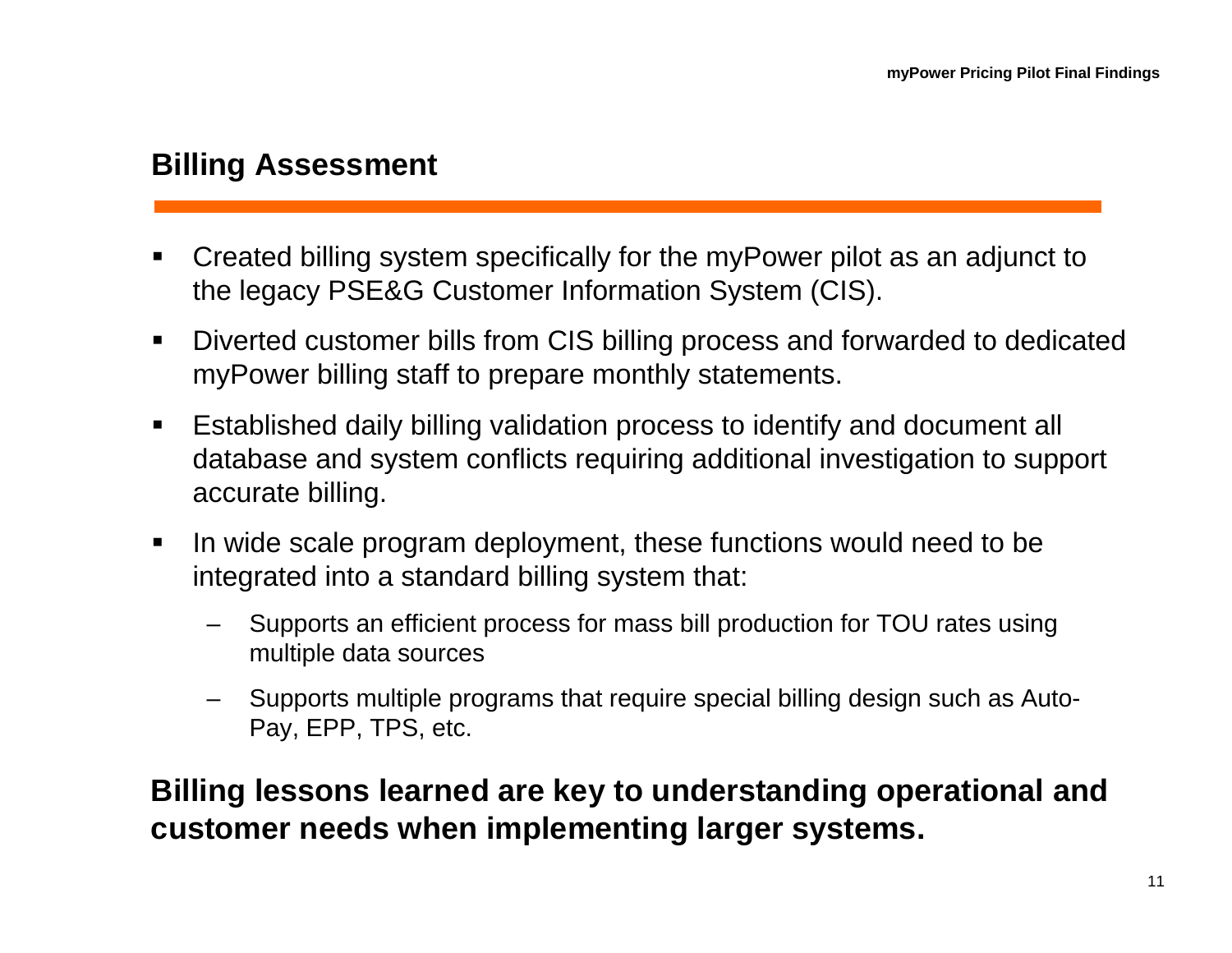## Billing Assessment

- Created billing system specifically for the myPower pilot as an adjunct to the legacy PSE&G Customer Information System (CIS).
- Diverted customer bills from CIS billing process and forwarded to dedicated myPower billing staff to prepare monthly statements.
- Established daily billing validation process to identify and document all database and system conflicts requiring additional investigation to support accurate billing.
- In wide scale program deployment, these functions would need to be integrated into a standard billing system that:
  - Supports an efficient process for mass bill production for TOU rates using multiple data sources
  - Supports multiple programs that require special billing design such as Auto-Pay, EPP, TPS, etc.

**Billing lessons learned are key to understanding operational and customer needs when implementing larger systems.**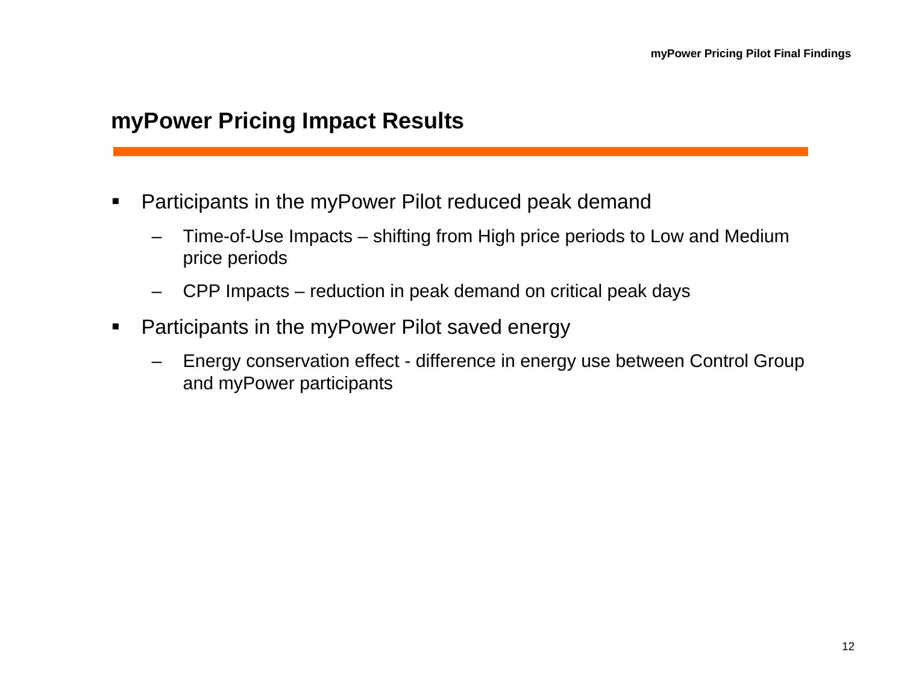## myPower Pricing Impact Results

- Participants in the myPower Pilot reduced peak demand
  - Time-of-Use Impacts – shifting from High price periods to Low and Medium price periods
  - CPP Impacts – reduction in peak demand on critical peak days
- Participants in the myPower Pilot saved energy
  - Energy conservation effect - difference in energy use between Control Group and myPower participants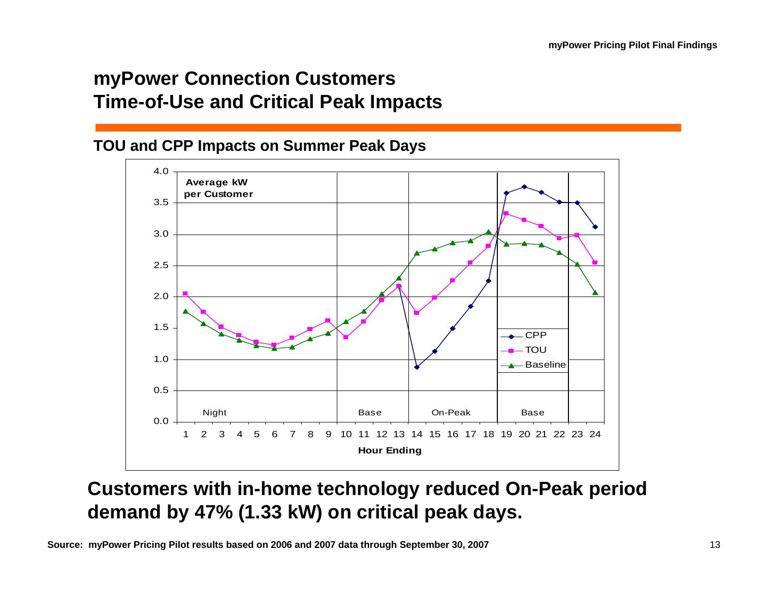# myPower Connection Customers
# Time-of-Use and Critical Peak Impacts

## TOU and CPP Impacts on Summer Peak Days

Average kW per Customer

Night | Base | On-Peak | Base

Hour Ending

CPP
TOU
Baseline

**Customers with in-home technology reduced On-Peak period demand by 47% (1.33 kW) on critical peak days.**

**Source: myPower Pricing Pilot results based on 2006 and 2007 data through September 30, 2007**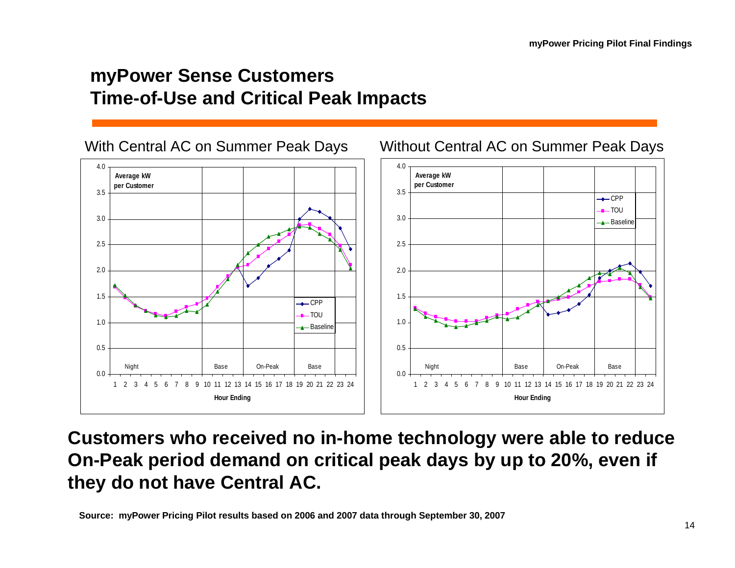## myPower Sense Customers
## Time-of-Use and Critical Peak Impacts

With Central AC on Summer Peak Days

Without Central AC on Summer Peak Days

**Customers who received no in-home technology were able to reduce On-Peak period demand on critical peak days by up to 20%, even if they do not have Central AC.**

**Source: myPower Pricing Pilot results based on 2006 and 2007 data through September 30, 2007**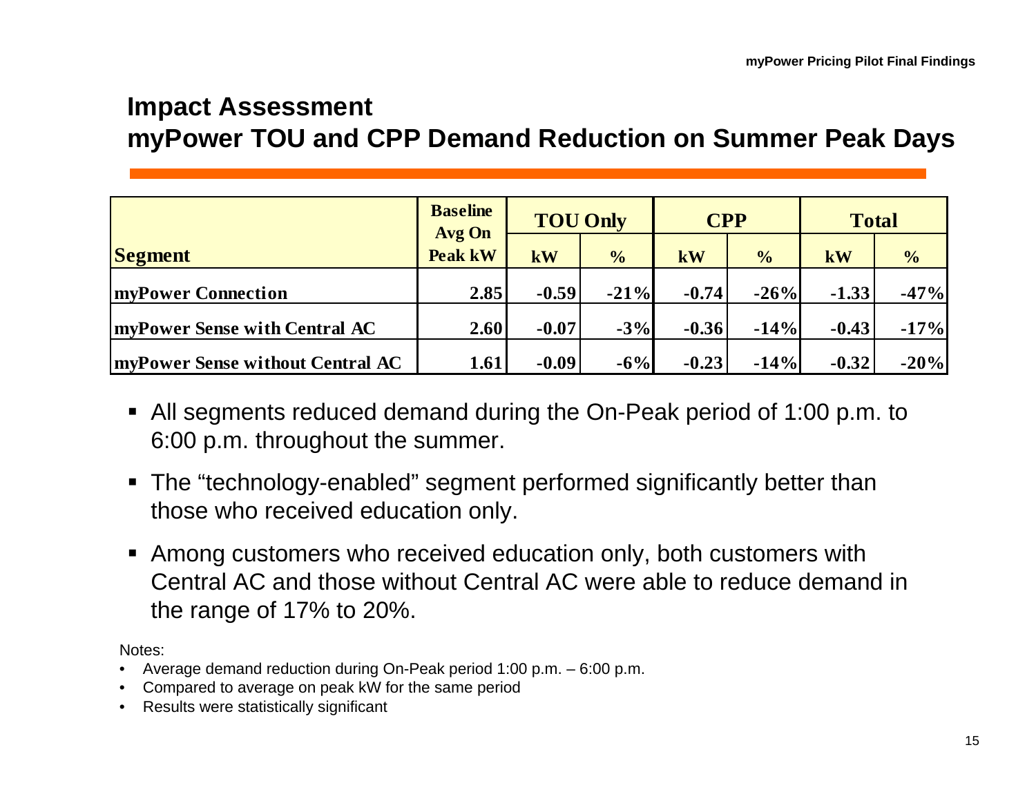## Impact Assessment
## myPower TOU and CPP Demand Reduction on Summer Peak Days

| Segment | Baseline Avg On Peak kW | TOU Only | | CPP | | Total | |
|---|---|---|---|---|---|---|---|
| | | kW | % | kW | % | kW | % |
| myPower Connection | 2.85 | -0.59 | -21% | -0.74 | -26% | -1.33 | -47% |
| myPower Sense with Central AC | 2.60 | -0.07 | -3% | -0.36 | -14% | -0.43 | -17% |
| myPower Sense without Central AC | 1.61 | -0.09 | -6% | -0.23 | -14% | -0.32 | -20% |

- All segments reduced demand during the On-Peak period of 1:00 p.m. to 6:00 p.m. throughout the summer.
- The "technology-enabled" segment performed significantly better than those who received education only.
- Among customers who received education only, both customers with Central AC and those without Central AC were able to reduce demand in the range of 17% to 20%.

Notes:

- Average demand reduction during On-Peak period 1:00 p.m. – 6:00 p.m.
- Compared to average on peak kW for the same period
- Results were statistically significant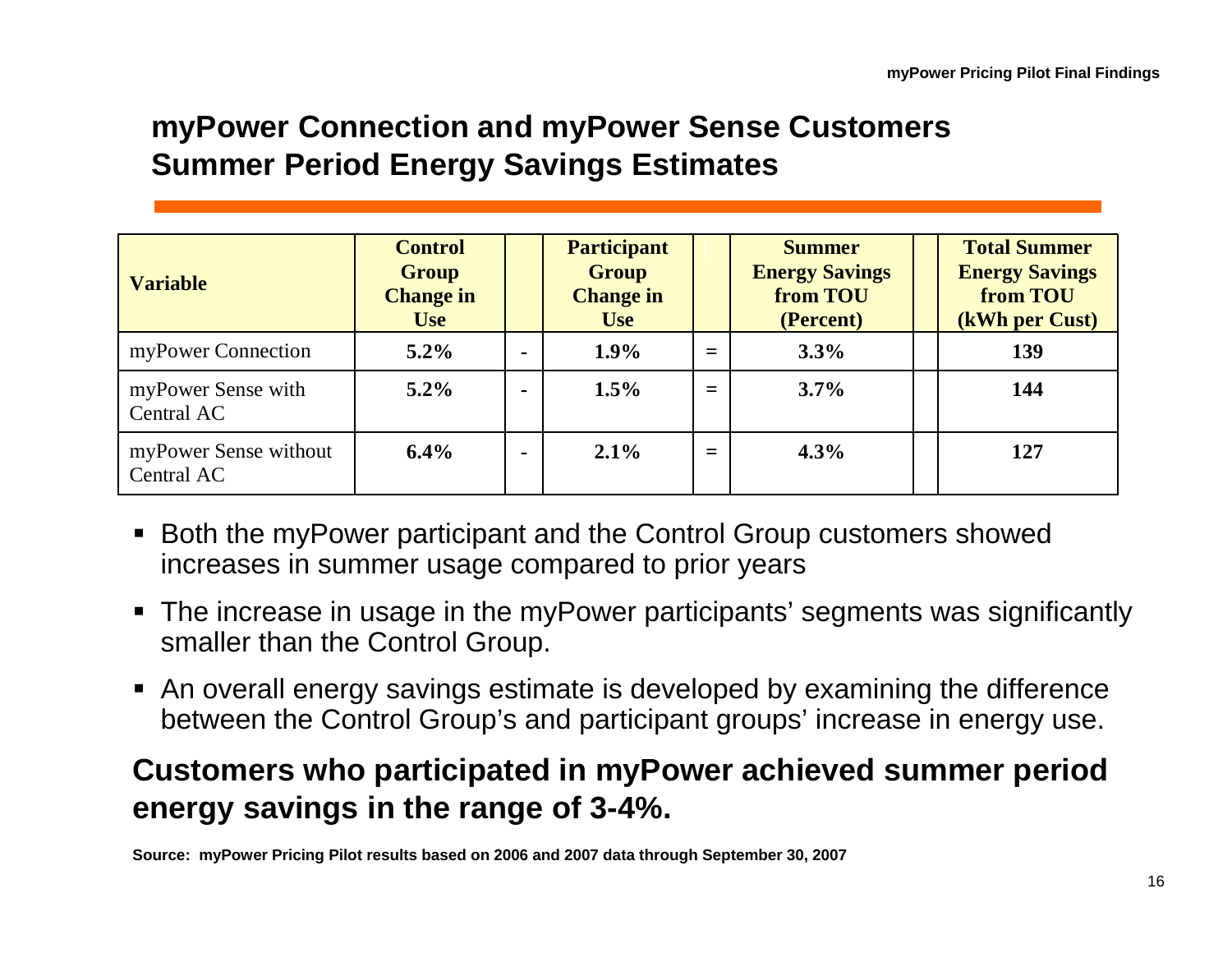# myPower Connection and myPower Sense Customers Summer Period Energy Savings Estimates

| Variable | Control Group Change in Use | | Participant Group Change in Use | | Summer Energy Savings from TOU (Percent) | | Total Summer Energy Savings from TOU (kWh per Cust) |
|---|---|---|---|---|---|---|---|
| myPower Connection | **5.2%** | - | **1.9%** | = | **3.3%** | | **139** |
| myPower Sense with Central AC | **5.2%** | - | **1.5%** | = | **3.7%** | | **144** |
| myPower Sense without Central AC | **6.4%** | - | **2.1%** | = | **4.3%** | | **127** |

- Both the myPower participant and the Control Group customers showed increases in summer usage compared to prior years
- The increase in usage in the myPower participants' segments was significantly smaller than the Control Group.
- An overall energy savings estimate is developed by examining the difference between the Control Group's and participant groups' increase in energy use.

**Customers who participated in myPower achieved summer period energy savings in the range of 3-4%.**

**Source: myPower Pricing Pilot results based on 2006 and 2007 data through September 30, 2007**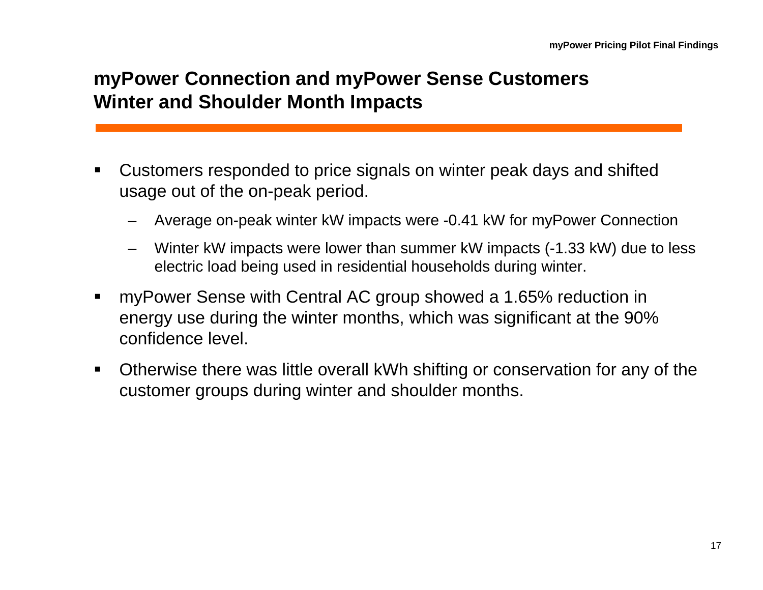## myPower Connection and myPower Sense Customers Winter and Shoulder Month Impacts

- Customers responded to price signals on winter peak days and shifted usage out of the on-peak period.
  - Average on-peak winter kW impacts were -0.41 kW for myPower Connection
  - Winter kW impacts were lower than summer kW impacts (-1.33 kW) due to less electric load being used in residential households during winter.
- myPower Sense with Central AC group showed a 1.65% reduction in energy use during the winter months, which was significant at the 90% confidence level.
- Otherwise there was little overall kWh shifting or conservation for any of the customer groups during winter and shoulder months.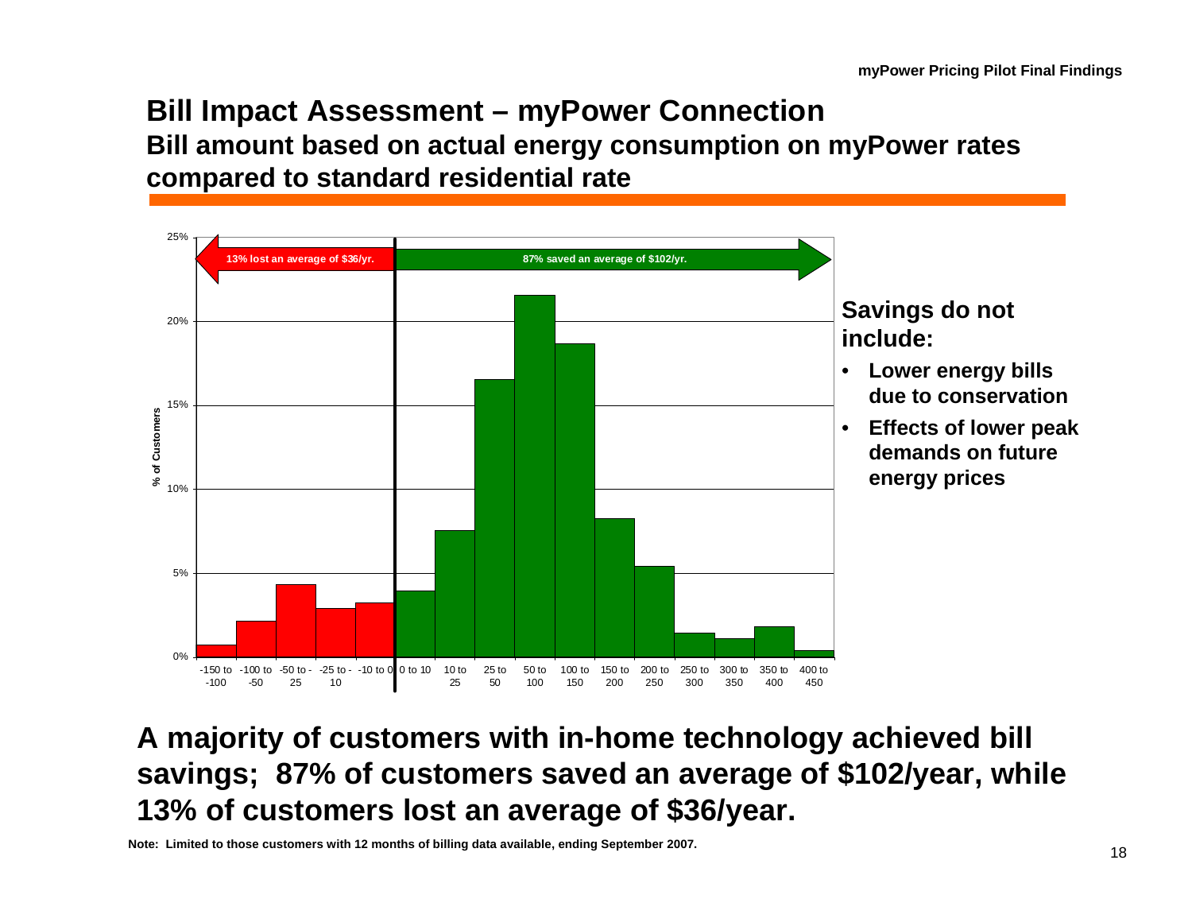## Bill Impact Assessment – myPower Connection

### Bill amount based on actual energy consumption on myPower rates compared to standard residential rate

13% lost an average of $36/yr.

87% saved an average of $102/yr.

% of Customers

25%
20%
15%
10%
5%
0%

-150 to -100 | -100 to -50 | -50 to -25 | -25 to -10 | -10 to 0 | 0 to 10 | 10 to 25 | 25 to 50 | 50 to 100 | 100 to 150 | 150 to 200 | 200 to 250 | 250 to 300 | 300 to 350 | 350 to 400 | 400 to 450

**Savings do not include:**

- **Lower energy bills due to conservation**
- **Effects of lower peak demands on future energy prices**

**A majority of customers with in-home technology achieved bill savings; 87% of customers saved an average of $102/year, while 13% of customers lost an average of $36/year.**

**Note: Limited to those customers with 12 months of billing data available, ending September 2007.**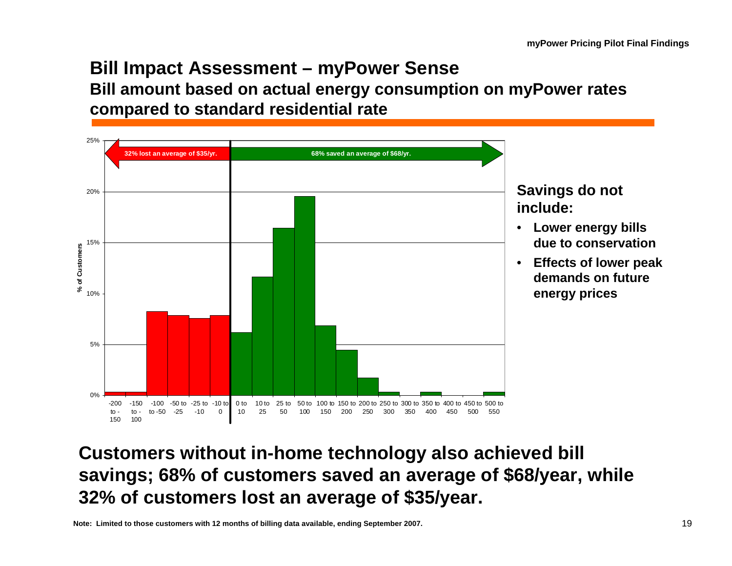# Bill Impact Assessment – myPower Sense

## Bill amount based on actual energy consumption on myPower rates compared to standard residential rate

32% lost an average of $35/yr.

68% saved an average of $68/yr.

% of Customers

| Bill impact ($/yr) | % of Customers (approx.) |
|---|---|
| -200 to -150 | 0.3% |
| -150 to -100 | 0.3% |
| -100 to -50 | 8.2% |
| -50 to -25 | 7.8% |
| -25 to -10 | 7.5% |
| -10 to 0 | 7.8% |
| 0 to 10 | 6.2% |
| 10 to 25 | 11.6% |
| 25 to 50 | 16.4% |
| 50 to 100 | 19.5% |
| 100 to 150 | 6.8% |
| 150 to 200 | 4.5% |
| 200 to 250 | 1.7% |
| 250 to 300 | 0.3% |
| 300 to 350 | 0% |
| 350 to 400 | 0.3% |
| 400 to 450 | 0% |
| 450 to 500 | 0% |
| 500 to 550 | 0.3% |

**Savings do not include:**

- **Lower energy bills due to conservation**
- **Effects of lower peak demands on future energy prices**

**Customers without in-home technology also achieved bill savings; 68% of customers saved an average of $68/year, while 32% of customers lost an average of $35/year.**

**Note: Limited to those customers with 12 months of billing data available, ending September 2007.**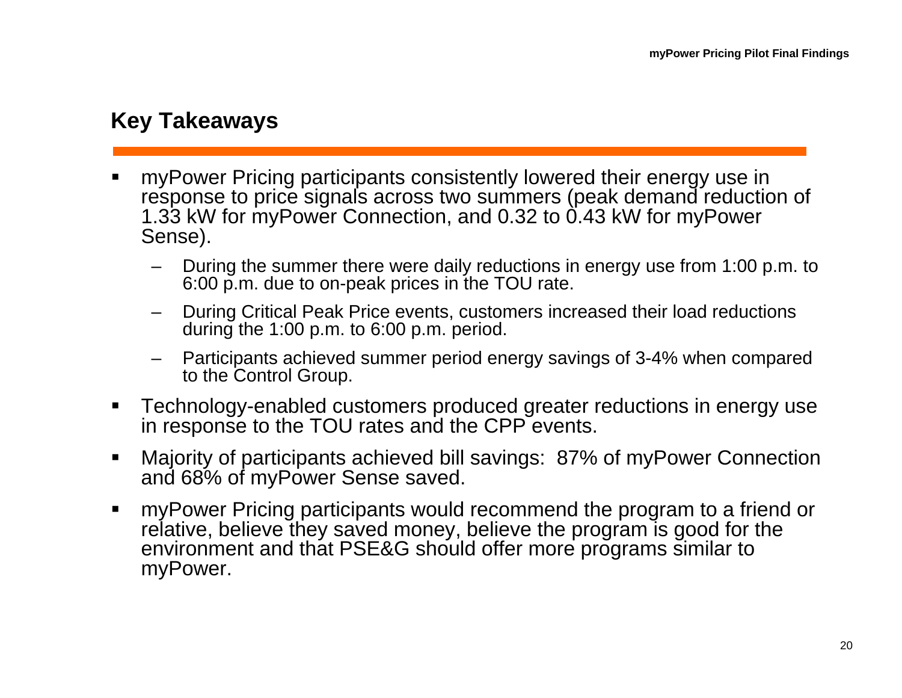## Key Takeaways

- myPower Pricing participants consistently lowered their energy use in response to price signals across two summers (peak demand reduction of 1.33 kW for myPower Connection, and 0.32 to 0.43 kW for myPower Sense).
  - During the summer there were daily reductions in energy use from 1:00 p.m. to 6:00 p.m. due to on-peak prices in the TOU rate.
  - During Critical Peak Price events, customers increased their load reductions during the 1:00 p.m. to 6:00 p.m. period.
  - Participants achieved summer period energy savings of 3-4% when compared to the Control Group.
- Technology-enabled customers produced greater reductions in energy use in response to the TOU rates and the CPP events.
- Majority of participants achieved bill savings: 87% of myPower Connection and 68% of myPower Sense saved.
- myPower Pricing participants would recommend the program to a friend or relative, believe they saved money, believe the program is good for the environment and that PSE&G should offer more programs similar to myPower.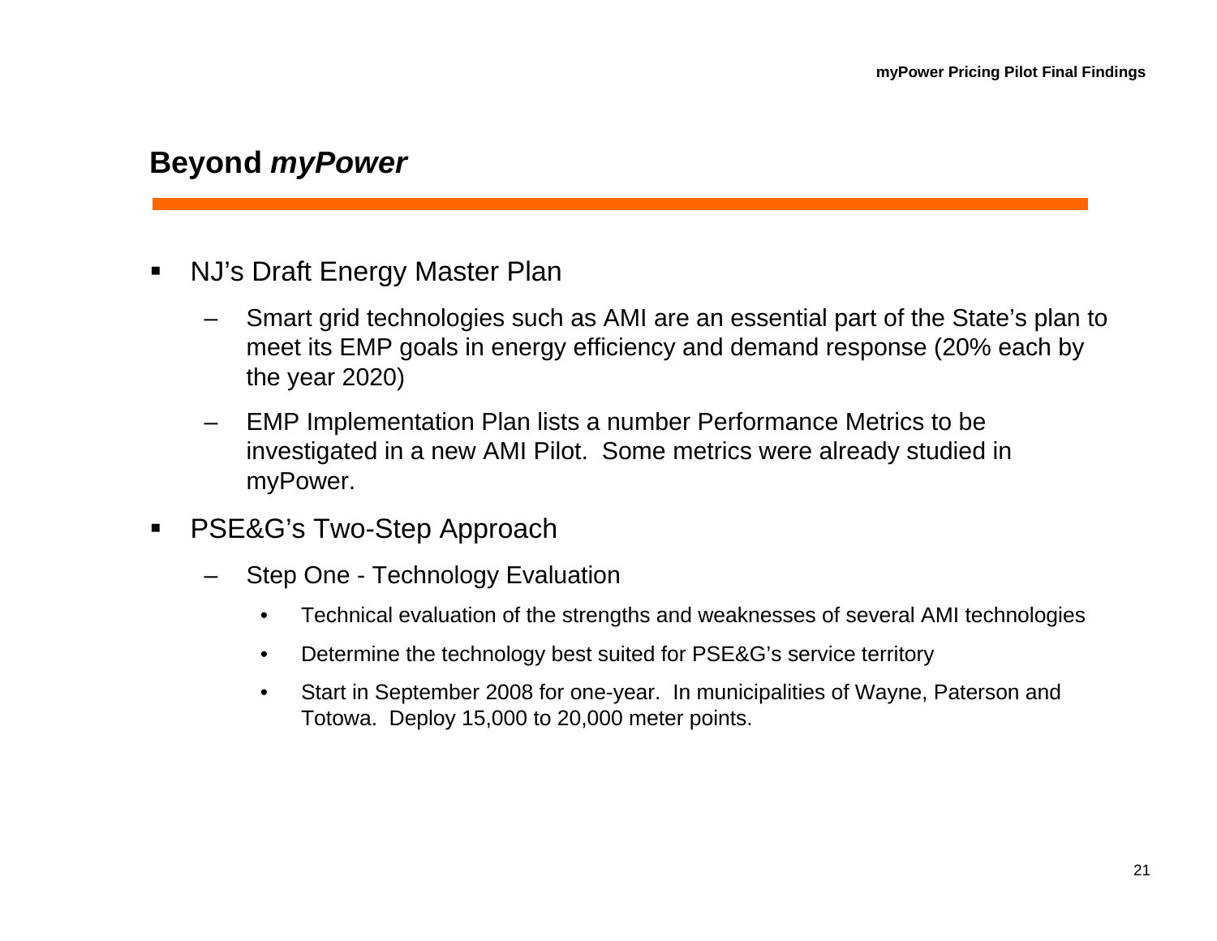## Beyond *myPower*

- NJ's Draft Energy Master Plan
  - Smart grid technologies such as AMI are an essential part of the State's plan to meet its EMP goals in energy efficiency and demand response (20% each by the year 2020)
  - EMP Implementation Plan lists a number Performance Metrics to be investigated in a new AMI Pilot. Some metrics were already studied in myPower.
- PSE&G's Two-Step Approach
  - Step One - Technology Evaluation
    - Technical evaluation of the strengths and weaknesses of several AMI technologies
    - Determine the technology best suited for PSE&G's service territory
    - Start in September 2008 for one-year. In municipalities of Wayne, Paterson and Totowa. Deploy 15,000 to 20,000 meter points.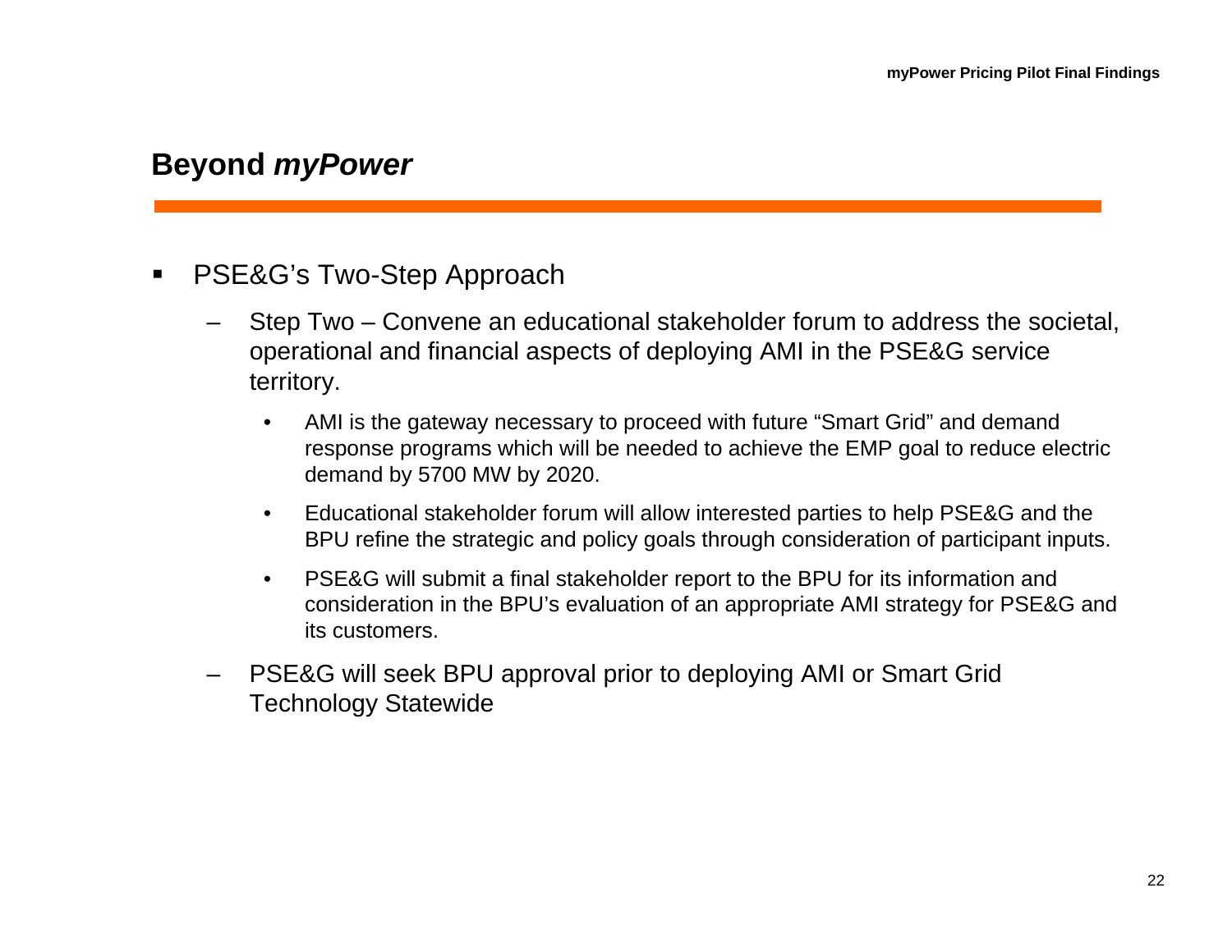## Beyond *myPower*

- PSE&G's Two-Step Approach
  - Step Two – Convene an educational stakeholder forum to address the societal, operational and financial aspects of deploying AMI in the PSE&G service territory.
    - AMI is the gateway necessary to proceed with future "Smart Grid" and demand response programs which will be needed to achieve the EMP goal to reduce electric demand by 5700 MW by 2020.
    - Educational stakeholder forum will allow interested parties to help PSE&G and the BPU refine the strategic and policy goals through consideration of participant inputs.
    - PSE&G will submit a final stakeholder report to the BPU for its information and consideration in the BPU's evaluation of an appropriate AMI strategy for PSE&G and its customers.
  - PSE&G will seek BPU approval prior to deploying AMI or Smart Grid Technology Statewide